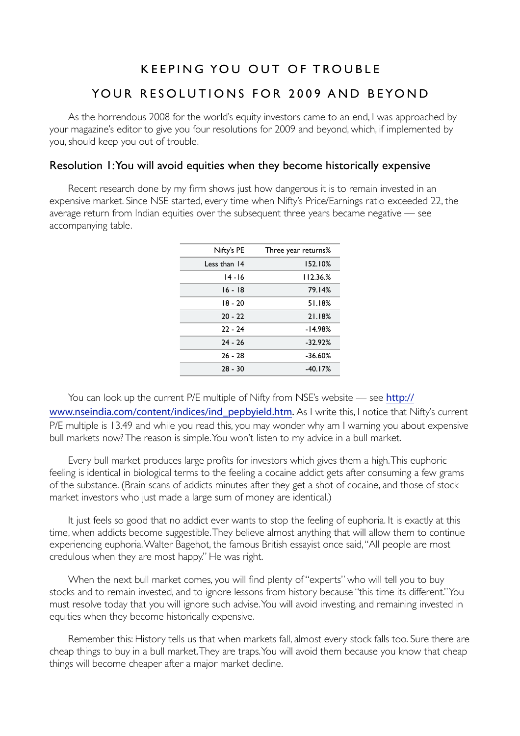# KEEPING YOU OUT OF TROUBLE

# YOUR RESOLUTIONS FOR 2009 AND BEYOND

As the horrendous 2008 for the world's equity investors came to an end, I was approached by your magazine's editor to give you four resolutions for 2009 and beyond, which, if implemented by you, should keep you out of trouble.

## Resolution 1: You will avoid equities when they become historically expensive

Recent research done by my firm shows just how dangerous it is to remain invested in an expensive market. Since NSE started, every time when Nifty's Price/Earnings ratio exceeded 22, the average return from Indian equities over the subsequent three years became negative — see accompanying table.

| Nifty's PE | Three year returns% |
|---|---|
| Less than 14 | 152.10% |
| 14 -16 | 112.36.% |
| 16 - 18 | 79.14% |
| 18 - 20 | 51.18% |
| 20 - 22 | 21.18% |
| 22 - 24 | -14.98% |
| 24 - 26 | -32.92% |
| 26 - 28 | -36.60% |
| 28 - 30 | -40.17% |

You can look up the current P/E multiple of Nifty from NSE's website — see http://www.nseindia.com/content/indices/ind_pepbyield.htm. As I write this, I notice that Nifty's current P/E multiple is 13.49 and while you read this, you may wonder why am I warning you about expensive bull markets now? The reason is simple. You won't listen to my advice in a bull market.

Every bull market produces large profits for investors which gives them a high. This euphoric feeling is identical in biological terms to the feeling a cocaine addict gets after consuming a few grams of the substance. (Brain scans of addicts minutes after they get a shot of cocaine, and those of stock market investors who just made a large sum of money are identical.)

It just feels so good that no addict ever wants to stop the feeling of euphoria. It is exactly at this time, when addicts become suggestible. They believe almost anything that will allow them to continue experiencing euphoria. Walter Bagehot, the famous British essayist once said, "All people are most credulous when they are most happy." He was right.

When the next bull market comes, you will find plenty of "experts" who will tell you to buy stocks and to remain invested, and to ignore lessons from history because "this time its different." You must resolve today that you will ignore such advise. You will avoid investing, and remaining invested in equities when they become historically expensive.

Remember this: History tells us that when markets fall, almost every stock falls too. Sure there are cheap things to buy in a bull market. They are traps. You will avoid them because you know that cheap things will become cheaper after a major market decline.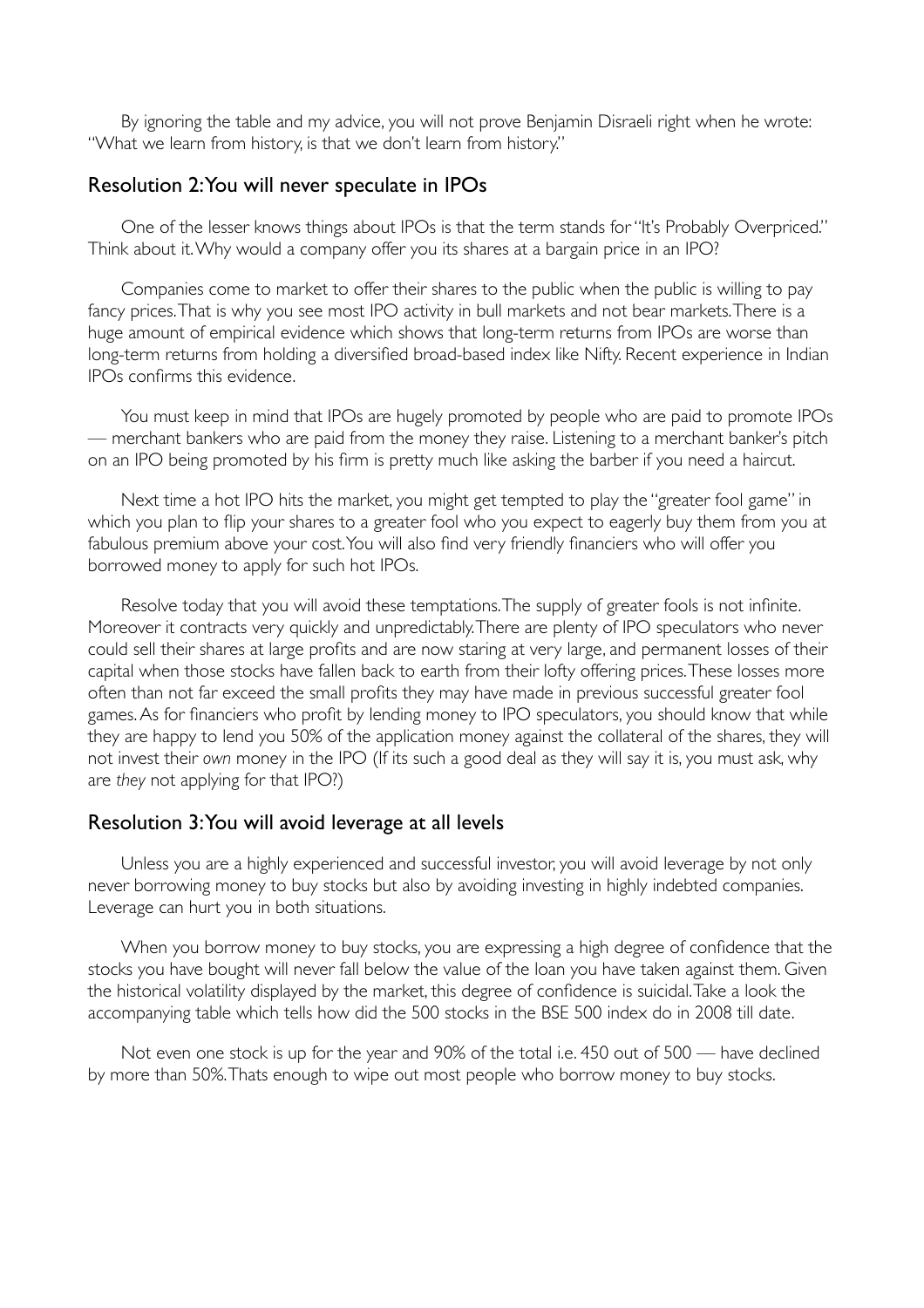By ignoring the table and my advice, you will not prove Benjamin Disraeli right when he wrote: "What we learn from history, is that we don't learn from history."

## Resolution 2: You will never speculate in IPOs

One of the lesser knows things about IPOs is that the term stands for "It's Probably Overpriced." Think about it. Why would a company offer you its shares at a bargain price in an IPO?

Companies come to market to offer their shares to the public when the public is willing to pay fancy prices. That is why you see most IPO activity in bull markets and not bear markets. There is a huge amount of empirical evidence which shows that long-term returns from IPOs are worse than long-term returns from holding a diversified broad-based index like Nifty. Recent experience in Indian IPOs confirms this evidence.

You must keep in mind that IPOs are hugely promoted by people who are paid to promote IPOs — merchant bankers who are paid from the money they raise. Listening to a merchant banker's pitch on an IPO being promoted by his firm is pretty much like asking the barber if you need a haircut.

Next time a hot IPO hits the market, you might get tempted to play the "greater fool game" in which you plan to flip your shares to a greater fool who you expect to eagerly buy them from you at fabulous premium above your cost. You will also find very friendly financiers who will offer you borrowed money to apply for such hot IPOs.

Resolve today that you will avoid these temptations. The supply of greater fools is not infinite. Moreover it contracts very quickly and unpredictably. There are plenty of IPO speculators who never could sell their shares at large profits and are now staring at very large, and permanent losses of their capital when those stocks have fallen back to earth from their lofty offering prices. These losses more often than not far exceed the small profits they may have made in previous successful greater fool games. As for financiers who profit by lending money to IPO speculators, you should know that while they are happy to lend you 50% of the application money against the collateral of the shares, they will not invest their *own* money in the IPO (If its such a good deal as they will say it is, you must ask, why are *they* not applying for that IPO?)

## Resolution 3: You will avoid leverage at all levels

Unless you are a highly experienced and successful investor, you will avoid leverage by not only never borrowing money to buy stocks but also by avoiding investing in highly indebted companies. Leverage can hurt you in both situations.

When you borrow money to buy stocks, you are expressing a high degree of confidence that the stocks you have bought will never fall below the value of the loan you have taken against them. Given the historical volatility displayed by the market, this degree of confidence is suicidal. Take a look the accompanying table which tells how did the 500 stocks in the BSE 500 index do in 2008 till date.

Not even one stock is up for the year and 90% of the total i.e. 450 out of 500 — have declined by more than 50%. Thats enough to wipe out most people who borrow money to buy stocks.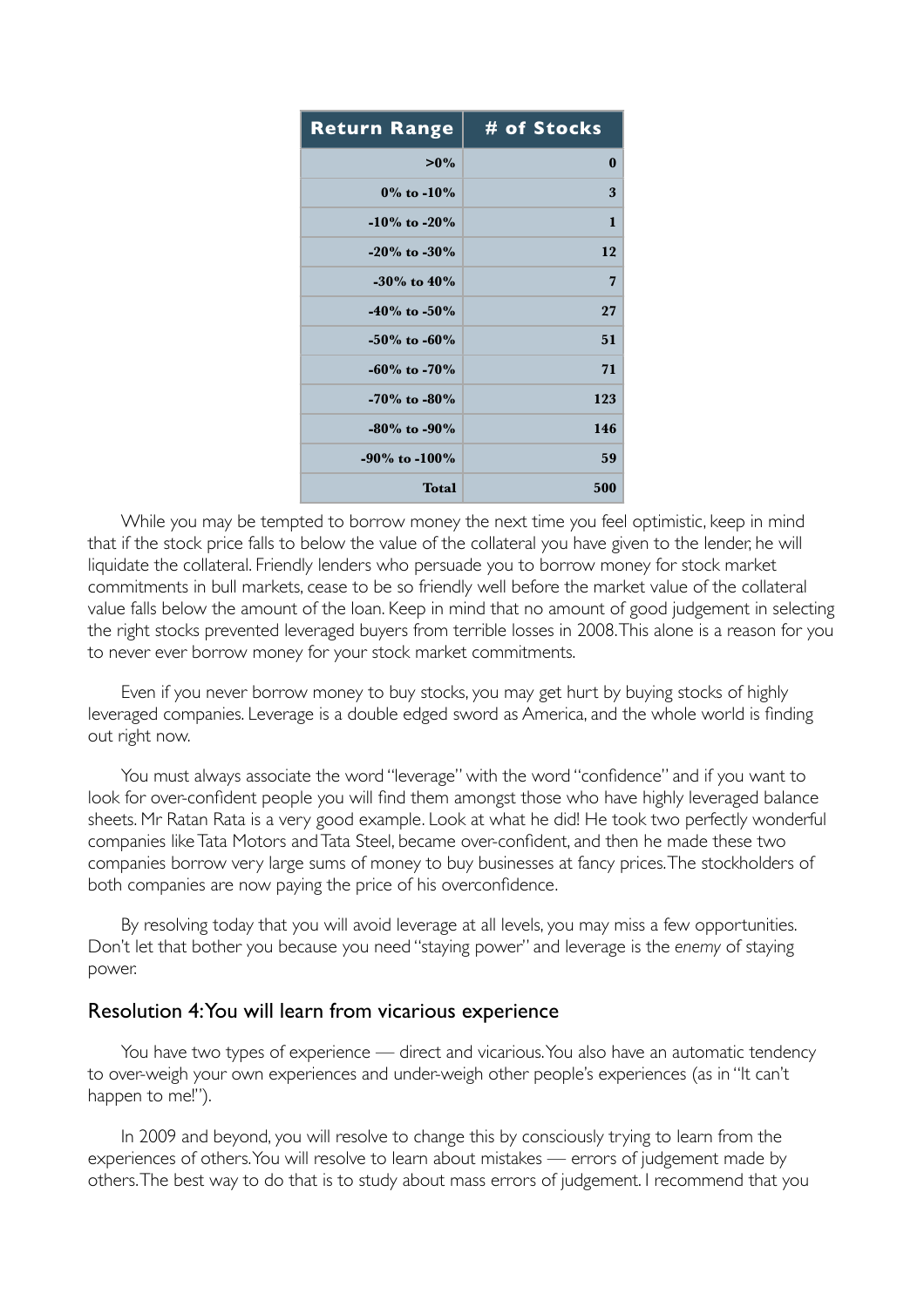| Return Range | # of Stocks |
|---:|---:|
| >0% | 0 |
| 0% to -10% | 3 |
| -10% to -20% | 1 |
| -20% to -30% | 12 |
| -30% to 40% | 7 |
| -40% to -50% | 27 |
| -50% to -60% | 51 |
| -60% to -70% | 71 |
| -70% to -80% | 123 |
| -80% to -90% | 146 |
| -90% to -100% | 59 |
| Total | 500 |

While you may be tempted to borrow money the next time you feel optimistic, keep in mind that if the stock price falls to below the value of the collateral you have given to the lender, he will liquidate the collateral. Friendly lenders who persuade you to borrow money for stock market commitments in bull markets, cease to be so friendly well before the market value of the collateral value falls below the amount of the loan. Keep in mind that no amount of good judgement in selecting the right stocks prevented leveraged buyers from terrible losses in 2008. This alone is a reason for you to never ever borrow money for your stock market commitments.

Even if you never borrow money to buy stocks, you may get hurt by buying stocks of highly leveraged companies. Leverage is a double edged sword as America, and the whole world is finding out right now.

You must always associate the word "leverage" with the word "confidence" and if you want to look for over-confident people you will find them amongst those who have highly leveraged balance sheets. Mr Ratan Rata is a very good example. Look at what he did! He took two perfectly wonderful companies like Tata Motors and Tata Steel, became over-confident, and then he made these two companies borrow very large sums of money to buy businesses at fancy prices. The stockholders of both companies are now paying the price of his overconfidence.

By resolving today that you will avoid leverage at all levels, you may miss a few opportunities. Don't let that bother you because you need "staying power" and leverage is the *enemy* of staying power.

## Resolution 4: You will learn from vicarious experience

You have two types of experience — direct and vicarious. You also have an automatic tendency to over-weigh your own experiences and under-weigh other people's experiences (as in "It can't happen to me!").

In 2009 and beyond, you will resolve to change this by consciously trying to learn from the experiences of others. You will resolve to learn about mistakes — errors of judgement made by others. The best way to do that is to study about mass errors of judgement. I recommend that you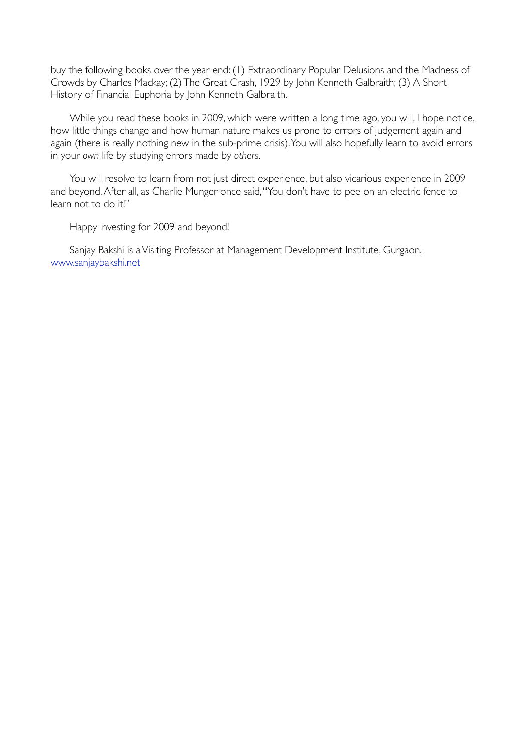buy the following books over the year end: (1) Extraordinary Popular Delusions and the Madness of Crowds by Charles Mackay; (2) The Great Crash, 1929 by John Kenneth Galbraith; (3) A Short History of Financial Euphoria by John Kenneth Galbraith.

While you read these books in 2009, which were written a long time ago, you will, I hope notice, how little things change and how human nature makes us prone to errors of judgement again and again (there is really nothing new in the sub-prime crisis). You will also hopefully learn to avoid errors in your *own* life by studying errors made by *others*.

You will resolve to learn from not just direct experience, but also vicarious experience in 2009 and beyond. After all, as Charlie Munger once said, "You don't have to pee on an electric fence to learn not to do it!"

Happy investing for 2009 and beyond!

Sanjay Bakshi is a Visiting Professor at Management Development Institute, Gurgaon. [www.sanjaybakshi.net](http://www.sanjaybakshi.net)